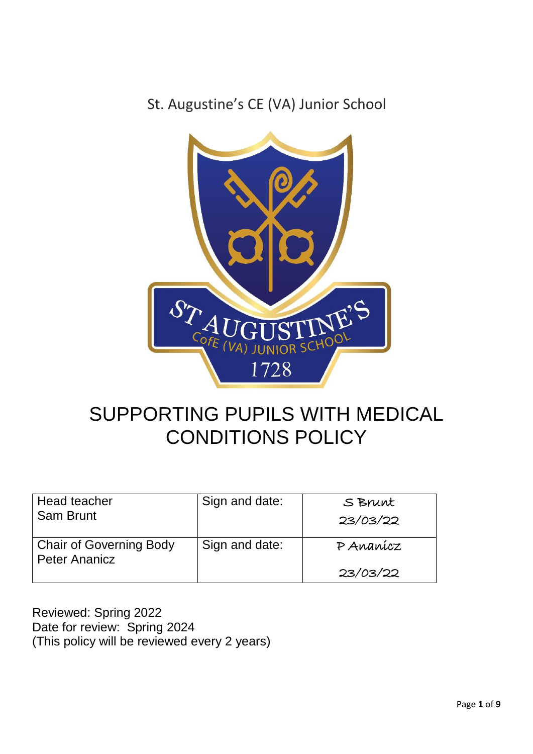St. Augustine's CE (VA) Junior School

# SUPPORTING PUPILS WITH MEDICAL CONDITIONS POLICY

| Head teacher<br>Sam Brunt | Sign and date: | S Brunt<br>23/03/22 |
|---|---|---|
| Chair of Governing Body<br>Peter Ananicz | Sign and date: | P Ananicz<br>23/03/22 |

Reviewed: Spring 2022
Date for review: Spring 2024
(This policy will be reviewed every 2 years)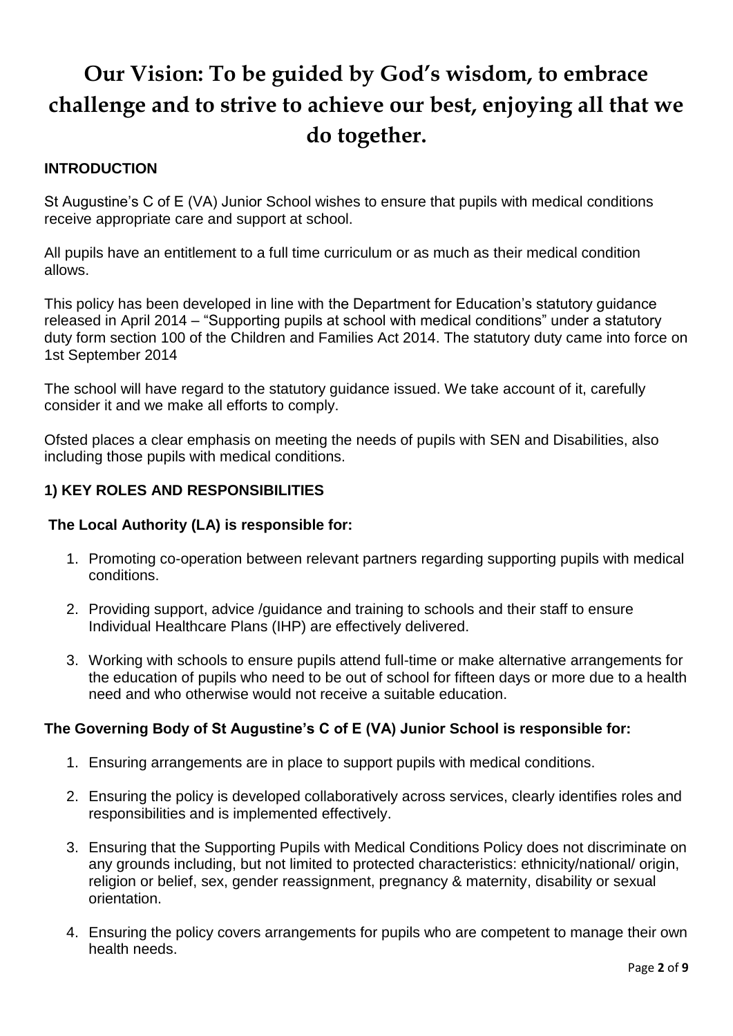# Our Vision: To be guided by God's wisdom, to embrace challenge and to strive to achieve our best, enjoying all that we do together.

## INTRODUCTION

St Augustine's C of E (VA) Junior School wishes to ensure that pupils with medical conditions receive appropriate care and support at school.

All pupils have an entitlement to a full time curriculum or as much as their medical condition allows.

This policy has been developed in line with the Department for Education's statutory guidance released in April 2014 – "Supporting pupils at school with medical conditions" under a statutory duty form section 100 of the Children and Families Act 2014. The statutory duty came into force on 1st September 2014

The school will have regard to the statutory guidance issued. We take account of it, carefully consider it and we make all efforts to comply.

Ofsted places a clear emphasis on meeting the needs of pupils with SEN and Disabilities, also including those pupils with medical conditions.

## 1) KEY ROLES AND RESPONSIBILITIES

### The Local Authority (LA) is responsible for:

1. Promoting co-operation between relevant partners regarding supporting pupils with medical conditions.
2. Providing support, advice /guidance and training to schools and their staff to ensure Individual Healthcare Plans (IHP) are effectively delivered.
3. Working with schools to ensure pupils attend full-time or make alternative arrangements for the education of pupils who need to be out of school for fifteen days or more due to a health need and who otherwise would not receive a suitable education.

### The Governing Body of St Augustine's C of E (VA) Junior School is responsible for:

1. Ensuring arrangements are in place to support pupils with medical conditions.
2. Ensuring the policy is developed collaboratively across services, clearly identifies roles and responsibilities and is implemented effectively.
3. Ensuring that the Supporting Pupils with Medical Conditions Policy does not discriminate on any grounds including, but not limited to protected characteristics: ethnicity/national/ origin, religion or belief, sex, gender reassignment, pregnancy & maternity, disability or sexual orientation.
4. Ensuring the policy covers arrangements for pupils who are competent to manage their own health needs.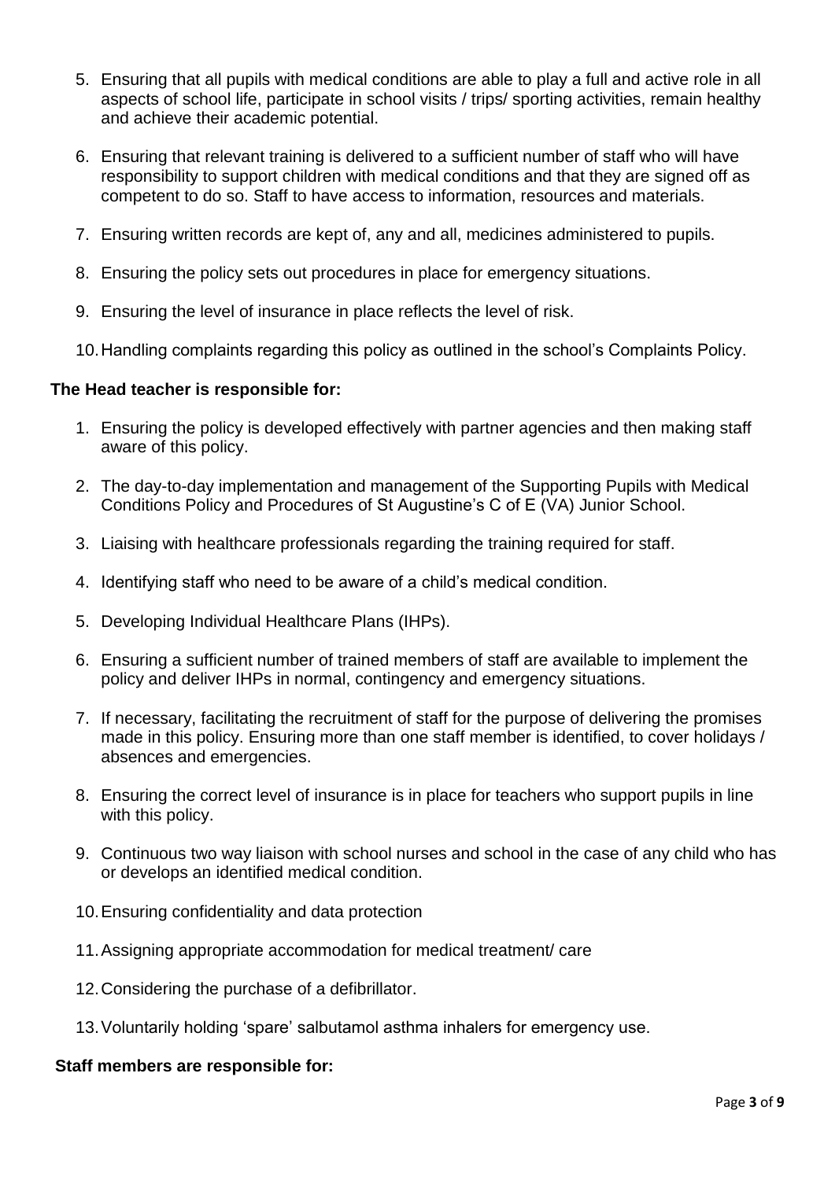5. Ensuring that all pupils with medical conditions are able to play a full and active role in all aspects of school life, participate in school visits / trips/ sporting activities, remain healthy and achieve their academic potential.
6. Ensuring that relevant training is delivered to a sufficient number of staff who will have responsibility to support children with medical conditions and that they are signed off as competent to do so. Staff to have access to information, resources and materials.
7. Ensuring written records are kept of, any and all, medicines administered to pupils.
8. Ensuring the policy sets out procedures in place for emergency situations.
9. Ensuring the level of insurance in place reflects the level of risk.
10. Handling complaints regarding this policy as outlined in the school's Complaints Policy.

**The Head teacher is responsible for:**

1. Ensuring the policy is developed effectively with partner agencies and then making staff aware of this policy.
2. The day-to-day implementation and management of the Supporting Pupils with Medical Conditions Policy and Procedures of St Augustine's C of E (VA) Junior School.
3. Liaising with healthcare professionals regarding the training required for staff.
4. Identifying staff who need to be aware of a child's medical condition.
5. Developing Individual Healthcare Plans (IHPs).
6. Ensuring a sufficient number of trained members of staff are available to implement the policy and deliver IHPs in normal, contingency and emergency situations.
7. If necessary, facilitating the recruitment of staff for the purpose of delivering the promises made in this policy. Ensuring more than one staff member is identified, to cover holidays / absences and emergencies.
8. Ensuring the correct level of insurance is in place for teachers who support pupils in line with this policy.
9. Continuous two way liaison with school nurses and school in the case of any child who has or develops an identified medical condition.
10. Ensuring confidentiality and data protection
11. Assigning appropriate accommodation for medical treatment/ care
12. Considering the purchase of a defibrillator.
13. Voluntarily holding 'spare' salbutamol asthma inhalers for emergency use.

**Staff members are responsible for:**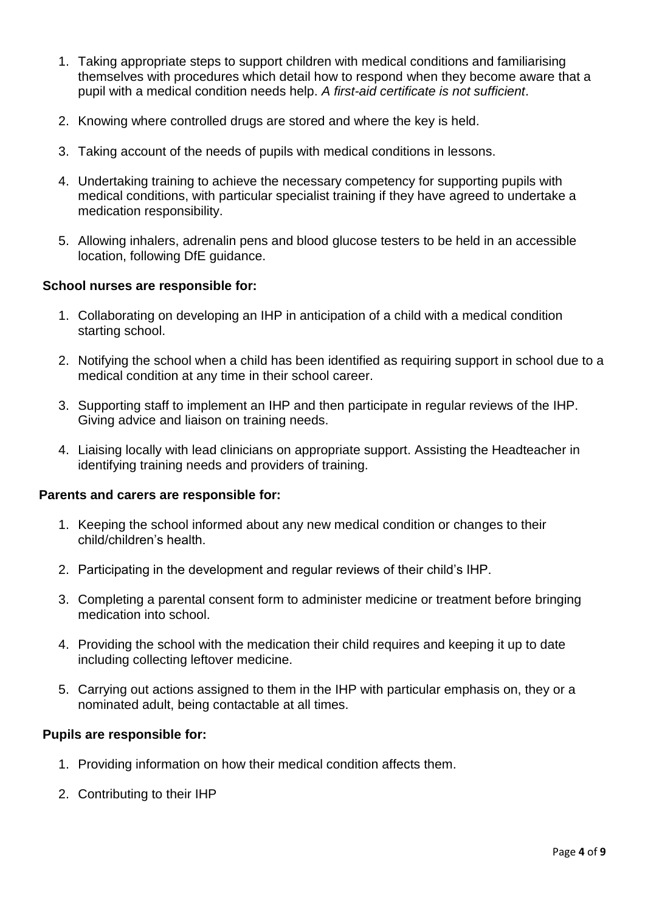1. Taking appropriate steps to support children with medical conditions and familiarising themselves with procedures which detail how to respond when they become aware that a pupil with a medical condition needs help. *A first-aid certificate is not sufficient*.
2. Knowing where controlled drugs are stored and where the key is held.
3. Taking account of the needs of pupils with medical conditions in lessons.
4. Undertaking training to achieve the necessary competency for supporting pupils with medical conditions, with particular specialist training if they have agreed to undertake a medication responsibility.
5. Allowing inhalers, adrenalin pens and blood glucose testers to be held in an accessible location, following DfE guidance.

**School nurses are responsible for:**

1. Collaborating on developing an IHP in anticipation of a child with a medical condition starting school.
2. Notifying the school when a child has been identified as requiring support in school due to a medical condition at any time in their school career.
3. Supporting staff to implement an IHP and then participate in regular reviews of the IHP. Giving advice and liaison on training needs.
4. Liaising locally with lead clinicians on appropriate support. Assisting the Headteacher in identifying training needs and providers of training.

**Parents and carers are responsible for:**

1. Keeping the school informed about any new medical condition or changes to their child/children's health.
2. Participating in the development and regular reviews of their child's IHP.
3. Completing a parental consent form to administer medicine or treatment before bringing medication into school.
4. Providing the school with the medication their child requires and keeping it up to date including collecting leftover medicine.
5. Carrying out actions assigned to them in the IHP with particular emphasis on, they or a nominated adult, being contactable at all times.

**Pupils are responsible for:**

1. Providing information on how their medical condition affects them.
2. Contributing to their IHP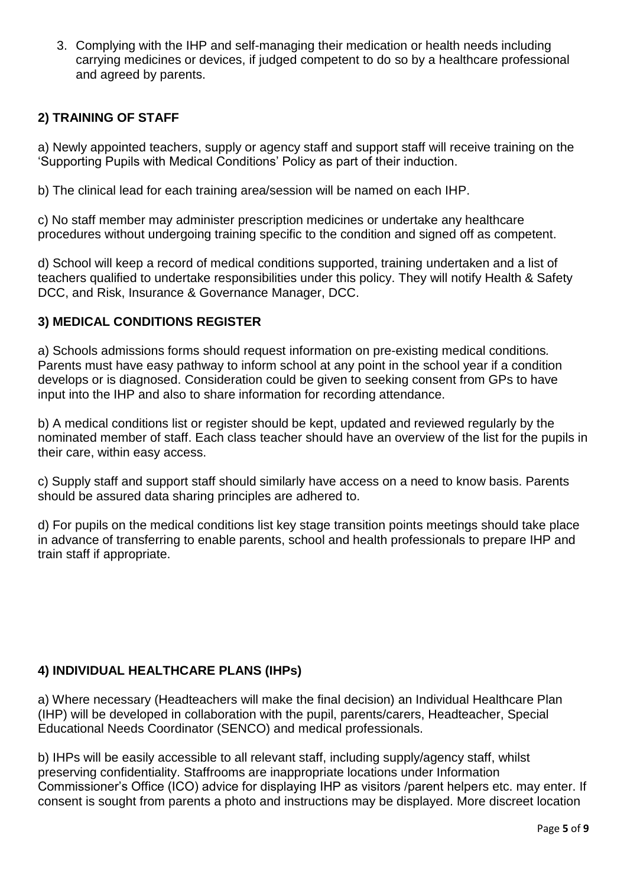3. Complying with the IHP and self-managing their medication or health needs including carrying medicines or devices, if judged competent to do so by a healthcare professional and agreed by parents.

## 2) TRAINING OF STAFF

a) Newly appointed teachers, supply or agency staff and support staff will receive training on the 'Supporting Pupils with Medical Conditions' Policy as part of their induction.

b) The clinical lead for each training area/session will be named on each IHP.

c) No staff member may administer prescription medicines or undertake any healthcare procedures without undergoing training specific to the condition and signed off as competent.

d) School will keep a record of medical conditions supported, training undertaken and a list of teachers qualified to undertake responsibilities under this policy. They will notify Health & Safety DCC, and Risk, Insurance & Governance Manager, DCC.

## 3) MEDICAL CONDITIONS REGISTER

a) Schools admissions forms should request information on pre-existing medical conditions. Parents must have easy pathway to inform school at any point in the school year if a condition develops or is diagnosed. Consideration could be given to seeking consent from GPs to have input into the IHP and also to share information for recording attendance.

b) A medical conditions list or register should be kept, updated and reviewed regularly by the nominated member of staff. Each class teacher should have an overview of the list for the pupils in their care, within easy access.

c) Supply staff and support staff should similarly have access on a need to know basis. Parents should be assured data sharing principles are adhered to.

d) For pupils on the medical conditions list key stage transition points meetings should take place in advance of transferring to enable parents, school and health professionals to prepare IHP and train staff if appropriate.

## 4) INDIVIDUAL HEALTHCARE PLANS (IHPs)

a) Where necessary (Headteachers will make the final decision) an Individual Healthcare Plan (IHP) will be developed in collaboration with the pupil, parents/carers, Headteacher, Special Educational Needs Coordinator (SENCO) and medical professionals.

b) IHPs will be easily accessible to all relevant staff, including supply/agency staff, whilst preserving confidentiality. Staffrooms are inappropriate locations under Information Commissioner's Office (ICO) advice for displaying IHP as visitors /parent helpers etc. may enter. If consent is sought from parents a photo and instructions may be displayed. More discreet location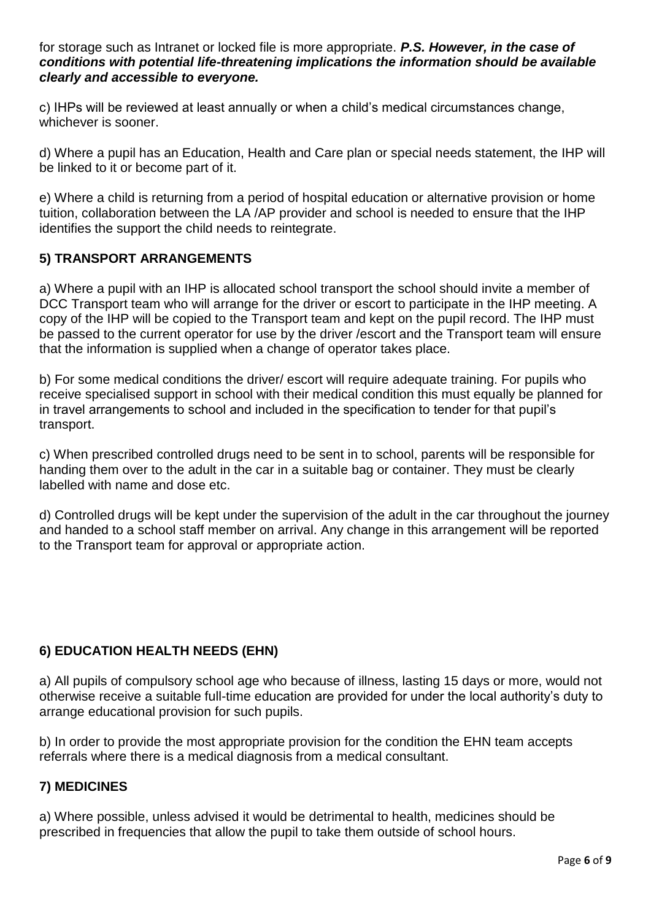for storage such as Intranet or locked file is more appropriate. ***P.S. However, in the case of conditions with potential life-threatening implications the information should be available clearly and accessible to everyone.***

c) IHPs will be reviewed at least annually or when a child's medical circumstances change, whichever is sooner.

d) Where a pupil has an Education, Health and Care plan or special needs statement, the IHP will be linked to it or become part of it.

e) Where a child is returning from a period of hospital education or alternative provision or home tuition, collaboration between the LA /AP provider and school is needed to ensure that the IHP identifies the support the child needs to reintegrate.

## 5) TRANSPORT ARRANGEMENTS

a) Where a pupil with an IHP is allocated school transport the school should invite a member of DCC Transport team who will arrange for the driver or escort to participate in the IHP meeting. A copy of the IHP will be copied to the Transport team and kept on the pupil record. The IHP must be passed to the current operator for use by the driver /escort and the Transport team will ensure that the information is supplied when a change of operator takes place.

b) For some medical conditions the driver/ escort will require adequate training. For pupils who receive specialised support in school with their medical condition this must equally be planned for in travel arrangements to school and included in the specification to tender for that pupil's transport.

c) When prescribed controlled drugs need to be sent in to school, parents will be responsible for handing them over to the adult in the car in a suitable bag or container. They must be clearly labelled with name and dose etc.

d) Controlled drugs will be kept under the supervision of the adult in the car throughout the journey and handed to a school staff member on arrival. Any change in this arrangement will be reported to the Transport team for approval or appropriate action.

## 6) EDUCATION HEALTH NEEDS (EHN)

a) All pupils of compulsory school age who because of illness, lasting 15 days or more, would not otherwise receive a suitable full-time education are provided for under the local authority's duty to arrange educational provision for such pupils.

b) In order to provide the most appropriate provision for the condition the EHN team accepts referrals where there is a medical diagnosis from a medical consultant.

## 7) MEDICINES

a) Where possible, unless advised it would be detrimental to health, medicines should be prescribed in frequencies that allow the pupil to take them outside of school hours.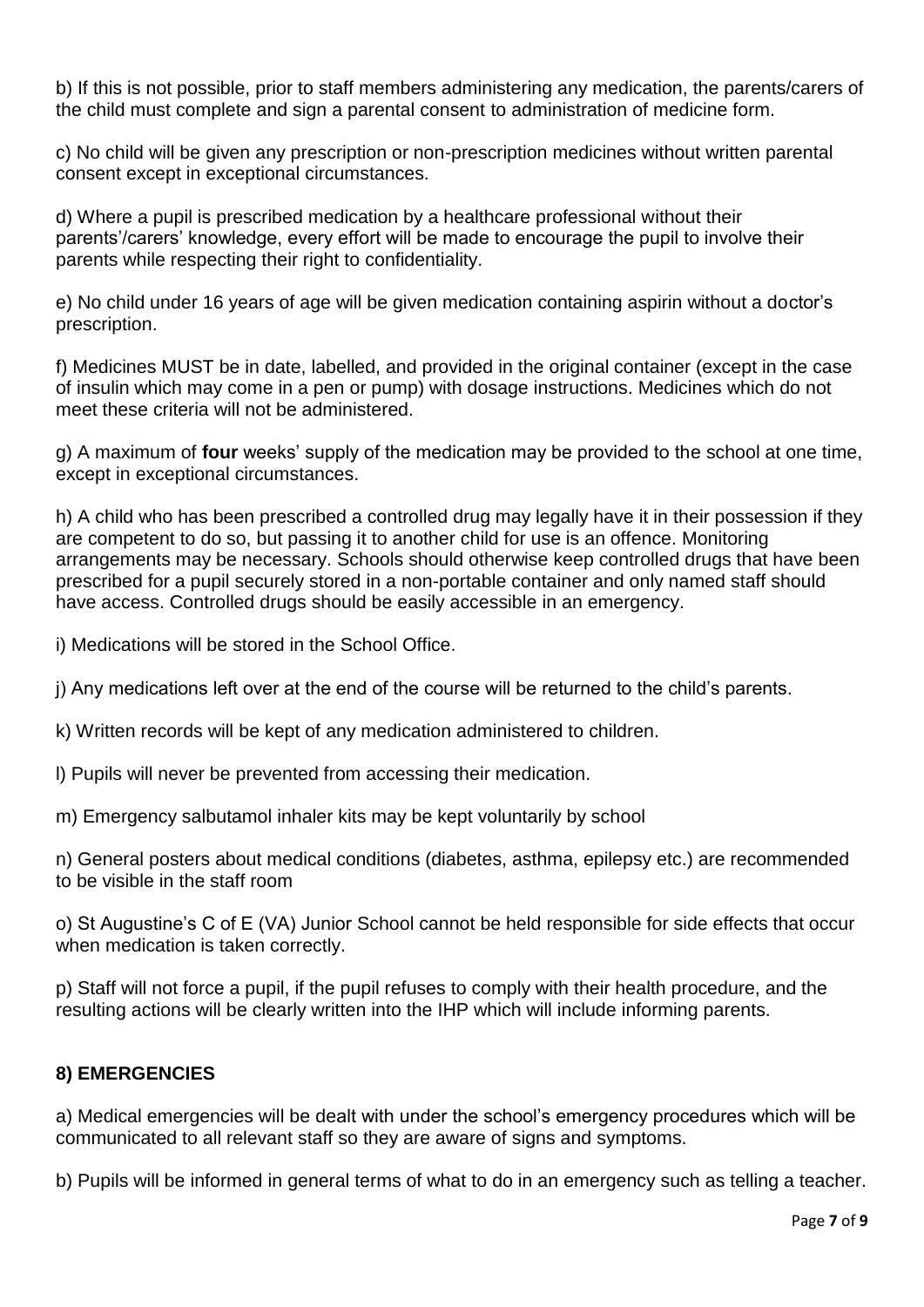b) If this is not possible, prior to staff members administering any medication, the parents/carers of the child must complete and sign a parental consent to administration of medicine form.

c) No child will be given any prescription or non-prescription medicines without written parental consent except in exceptional circumstances.

d) Where a pupil is prescribed medication by a healthcare professional without their parents'/carers' knowledge, every effort will be made to encourage the pupil to involve their parents while respecting their right to confidentiality.

e) No child under 16 years of age will be given medication containing aspirin without a doctor's prescription.

f) Medicines MUST be in date, labelled, and provided in the original container (except in the case of insulin which may come in a pen or pump) with dosage instructions. Medicines which do not meet these criteria will not be administered.

g) A maximum of **four** weeks' supply of the medication may be provided to the school at one time, except in exceptional circumstances.

h) A child who has been prescribed a controlled drug may legally have it in their possession if they are competent to do so, but passing it to another child for use is an offence. Monitoring arrangements may be necessary. Schools should otherwise keep controlled drugs that have been prescribed for a pupil securely stored in a non-portable container and only named staff should have access. Controlled drugs should be easily accessible in an emergency.

i) Medications will be stored in the School Office.

j) Any medications left over at the end of the course will be returned to the child's parents.

k) Written records will be kept of any medication administered to children.

l) Pupils will never be prevented from accessing their medication.

m) Emergency salbutamol inhaler kits may be kept voluntarily by school

n) General posters about medical conditions (diabetes, asthma, epilepsy etc.) are recommended to be visible in the staff room

o) St Augustine's C of E (VA) Junior School cannot be held responsible for side effects that occur when medication is taken correctly.

p) Staff will not force a pupil, if the pupil refuses to comply with their health procedure, and the resulting actions will be clearly written into the IHP which will include informing parents.

## 8) EMERGENCIES

a) Medical emergencies will be dealt with under the school's emergency procedures which will be communicated to all relevant staff so they are aware of signs and symptoms.

b) Pupils will be informed in general terms of what to do in an emergency such as telling a teacher.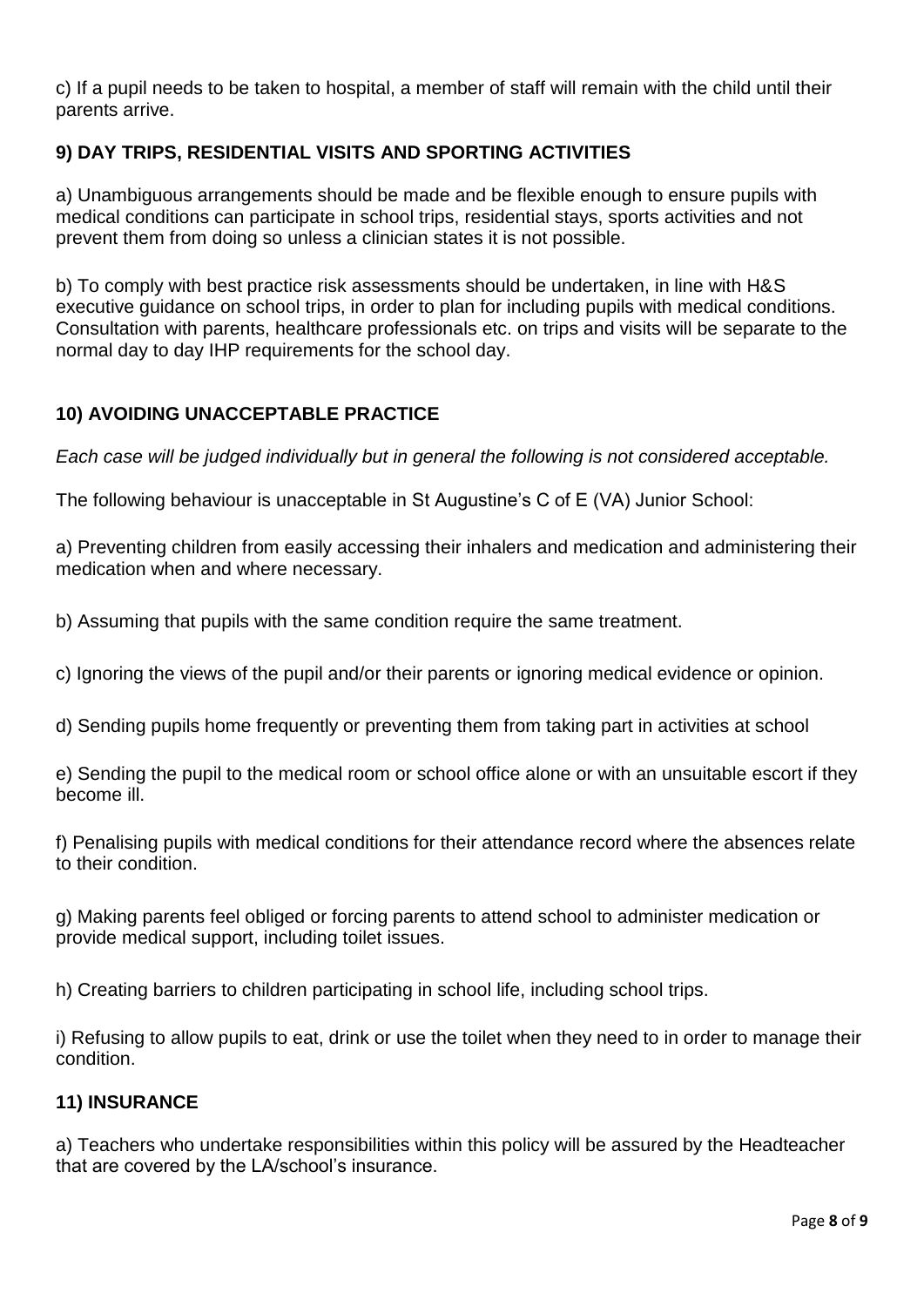c) If a pupil needs to be taken to hospital, a member of staff will remain with the child until their parents arrive.

## 9) DAY TRIPS, RESIDENTIAL VISITS AND SPORTING ACTIVITIES

a) Unambiguous arrangements should be made and be flexible enough to ensure pupils with medical conditions can participate in school trips, residential stays, sports activities and not prevent them from doing so unless a clinician states it is not possible.

b) To comply with best practice risk assessments should be undertaken, in line with H&S executive guidance on school trips, in order to plan for including pupils with medical conditions. Consultation with parents, healthcare professionals etc. on trips and visits will be separate to the normal day to day IHP requirements for the school day.

## 10) AVOIDING UNACCEPTABLE PRACTICE

*Each case will be judged individually but in general the following is not considered acceptable.*

The following behaviour is unacceptable in St Augustine's C of E (VA) Junior School:

a) Preventing children from easily accessing their inhalers and medication and administering their medication when and where necessary.

b) Assuming that pupils with the same condition require the same treatment.

c) Ignoring the views of the pupil and/or their parents or ignoring medical evidence or opinion.

d) Sending pupils home frequently or preventing them from taking part in activities at school

e) Sending the pupil to the medical room or school office alone or with an unsuitable escort if they become ill.

f) Penalising pupils with medical conditions for their attendance record where the absences relate to their condition.

g) Making parents feel obliged or forcing parents to attend school to administer medication or provide medical support, including toilet issues.

h) Creating barriers to children participating in school life, including school trips.

i) Refusing to allow pupils to eat, drink or use the toilet when they need to in order to manage their condition.

## 11) INSURANCE

a) Teachers who undertake responsibilities within this policy will be assured by the Headteacher that are covered by the LA/school's insurance.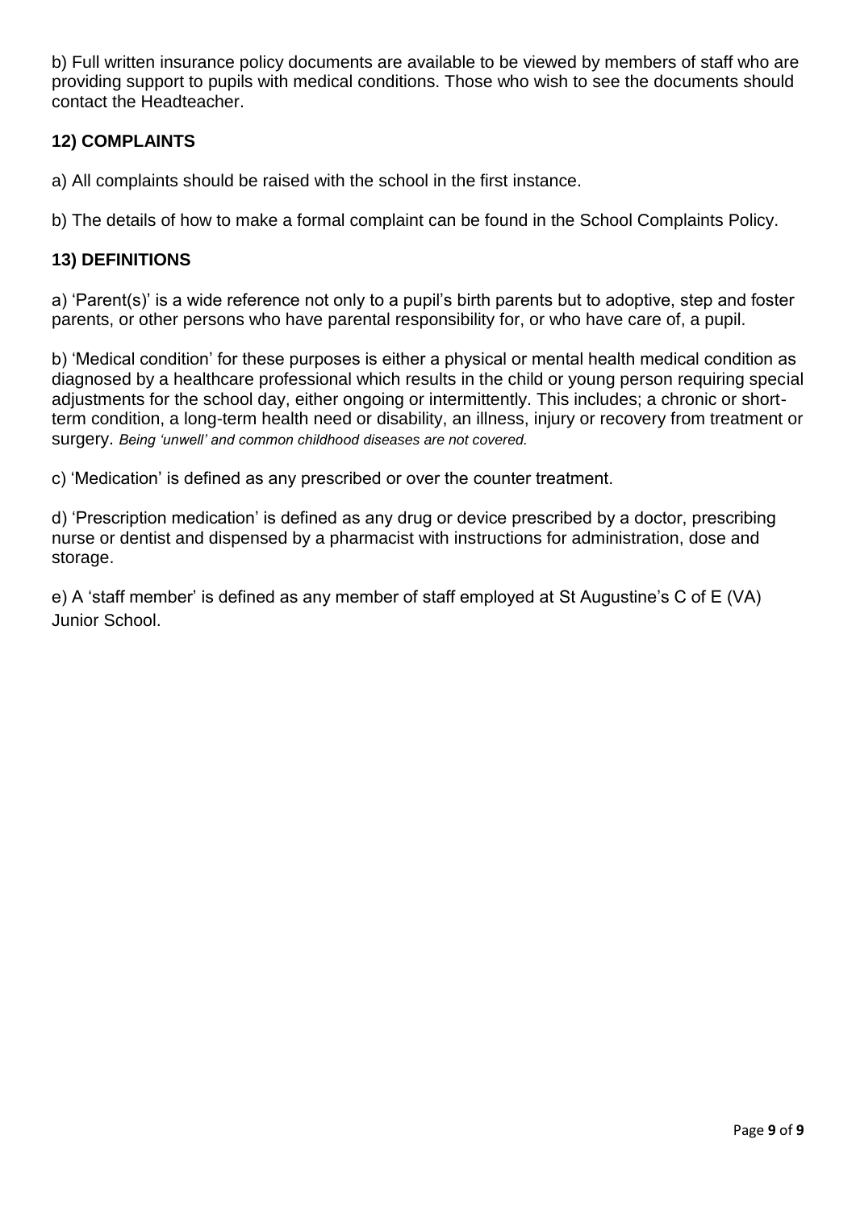b) Full written insurance policy documents are available to be viewed by members of staff who are providing support to pupils with medical conditions. Those who wish to see the documents should contact the Headteacher.

### 12) COMPLAINTS

a) All complaints should be raised with the school in the first instance.

b) The details of how to make a formal complaint can be found in the School Complaints Policy.

### 13) DEFINITIONS

a) 'Parent(s)' is a wide reference not only to a pupil's birth parents but to adoptive, step and foster parents, or other persons who have parental responsibility for, or who have care of, a pupil.

b) 'Medical condition' for these purposes is either a physical or mental health medical condition as diagnosed by a healthcare professional which results in the child or young person requiring special adjustments for the school day, either ongoing or intermittently. This includes; a chronic or short-term condition, a long-term health need or disability, an illness, injury or recovery from treatment or surgery. *Being 'unwell' and common childhood diseases are not covered.*

c) 'Medication' is defined as any prescribed or over the counter treatment.

d) 'Prescription medication' is defined as any drug or device prescribed by a doctor, prescribing nurse or dentist and dispensed by a pharmacist with instructions for administration, dose and storage.

e) A 'staff member' is defined as any member of staff employed at St Augustine's C of E (VA) Junior School.